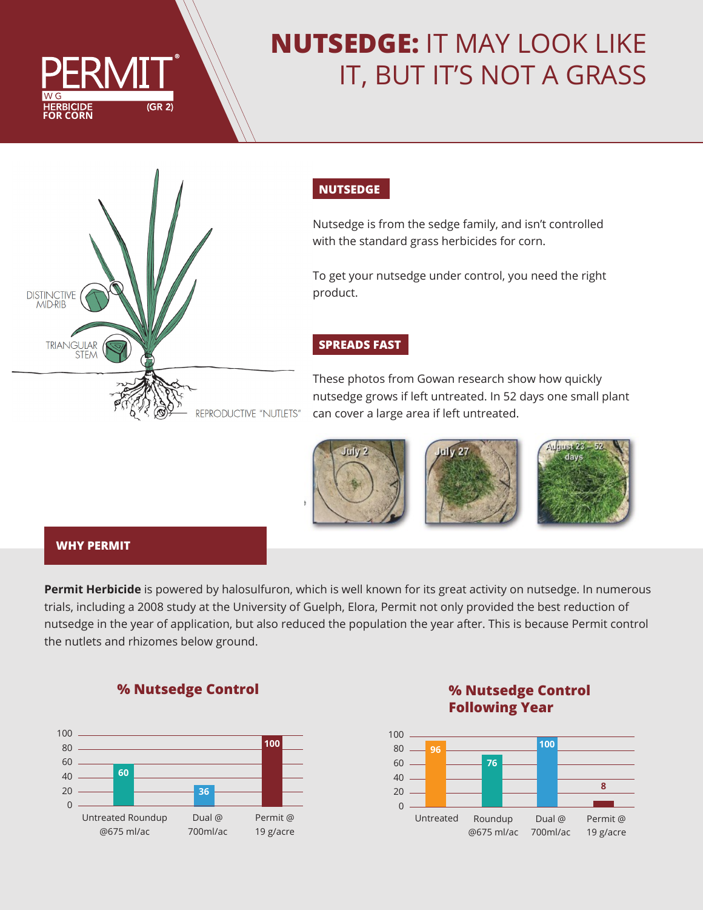PERMIT®
WG
HERBICIDE FOR CORN (GR 2)

# NUTSEDGE: IT MAY LOOK LIKE IT, BUT IT'S NOT A GRASS

DISTINCTIVE MID-RIB

TRIANGULAR STEM

REPRODUCTIVE "NUTLETS"

## NUTSEDGE

Nutsedge is from the sedge family, and isn't controlled with the standard grass herbicides for corn.

To get your nutsedge under control, you need the right product.

## SPREADS FAST

These photos from Gowan research show how quickly nutsedge grows if left untreated. In 52 days one small plant can cover a large area if left untreated.

July 2 | July 27 | August 23 – 52 days

## WHY PERMIT

**Permit Herbicide** is powered by halosulfuron, which is well known for its great activity on nutsedge. In numerous trials, including a 2008 study at the University of Guelph, Elora, Permit not only provided the best reduction of nutsedge in the year of application, but also reduced the population the year after. This is because Permit control the nutlets and rhizomes below ground.

### % Nutsedge Control

| Treatment | % Nutsedge Control |
|---|---|
| Untreated | |
| Roundup @675 ml/ac | 60 |
| Dual @ 700ml/ac | 36 |
| Permit @ 19 g/acre | 100 |

### % Nutsedge Control Following Year

| Treatment | % Nutsedge Control Following Year |
|---|---|
| Untreated | 96 |
| Roundup @675 ml/ac | 76 |
| Dual @ 700ml/ac | 100 |
| Permit @ 19 g/acre | 8 |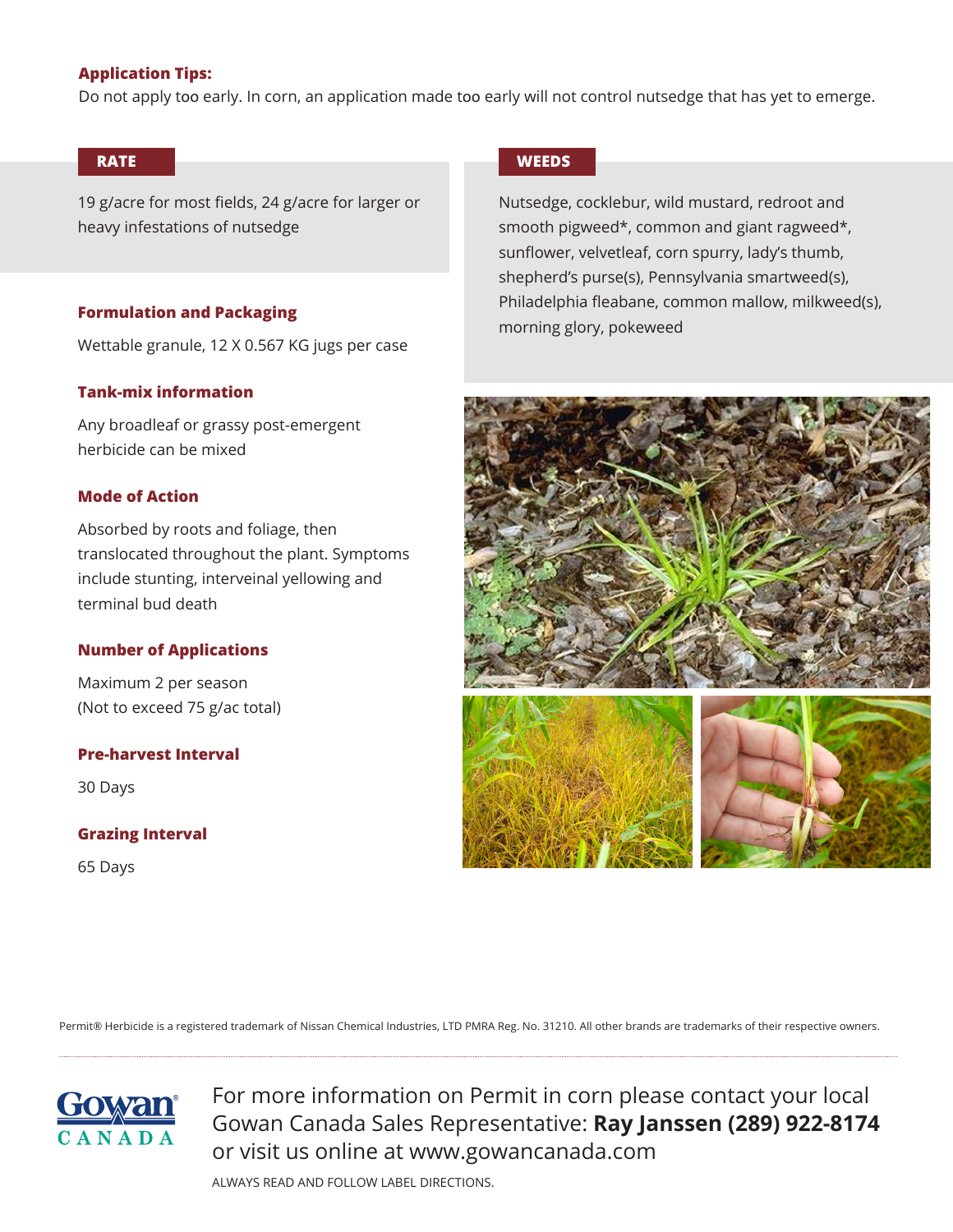**Application Tips:**

Do not apply too early. In corn, an application made too early will not control nutsedge that has yet to emerge.

## RATE

19 g/acre for most fields, 24 g/acre for larger or heavy infestations of nutsedge

## WEEDS

Nutsedge, cocklebur, wild mustard, redroot and smooth pigweed*, common and giant ragweed*, sunflower, velvetleaf, corn spurry, lady's thumb, shepherd's purse(s), Pennsylvania smartweed(s), Philadelphia fleabane, common mallow, milkweed(s), morning glory, pokeweed

### Formulation and Packaging

Wettable granule, 12 X 0.567 KG jugs per case

### Tank-mix information

Any broadleaf or grassy post-emergent herbicide can be mixed

### Mode of Action

Absorbed by roots and foliage, then translocated throughout the plant. Symptoms include stunting, interveinal yellowing and terminal bud death

### Number of Applications

Maximum 2 per season
(Not to exceed 75 g/ac total)

### Pre-harvest Interval

30 Days

### Grazing Interval

65 Days

Permit® Herbicide is a registered trademark of Nissan Chemical Industries, LTD PMRA Reg. No. 31210. All other brands are trademarks of their respective owners.

---

Gowan® CANADA

For more information on Permit in corn please contact your local Gowan Canada Sales Representative: **Ray Janssen (289) 922-8174** or visit us online at www.gowancanada.com

ALWAYS READ AND FOLLOW LABEL DIRECTIONS.